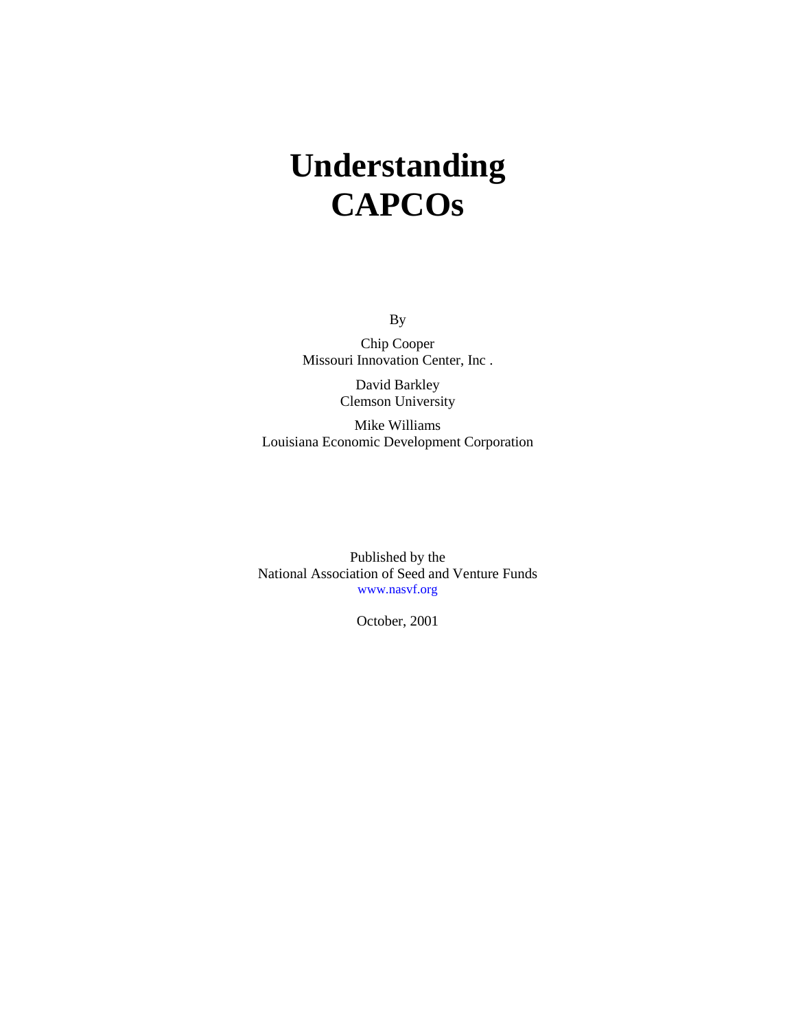# Understanding CAPCOs

By

Chip Cooper
Missouri Innovation Center, Inc .

David Barkley
Clemson University

Mike Williams
Louisiana Economic Development Corporation

Published by the
National Association of Seed and Venture Funds
www.nasvf.org

October, 2001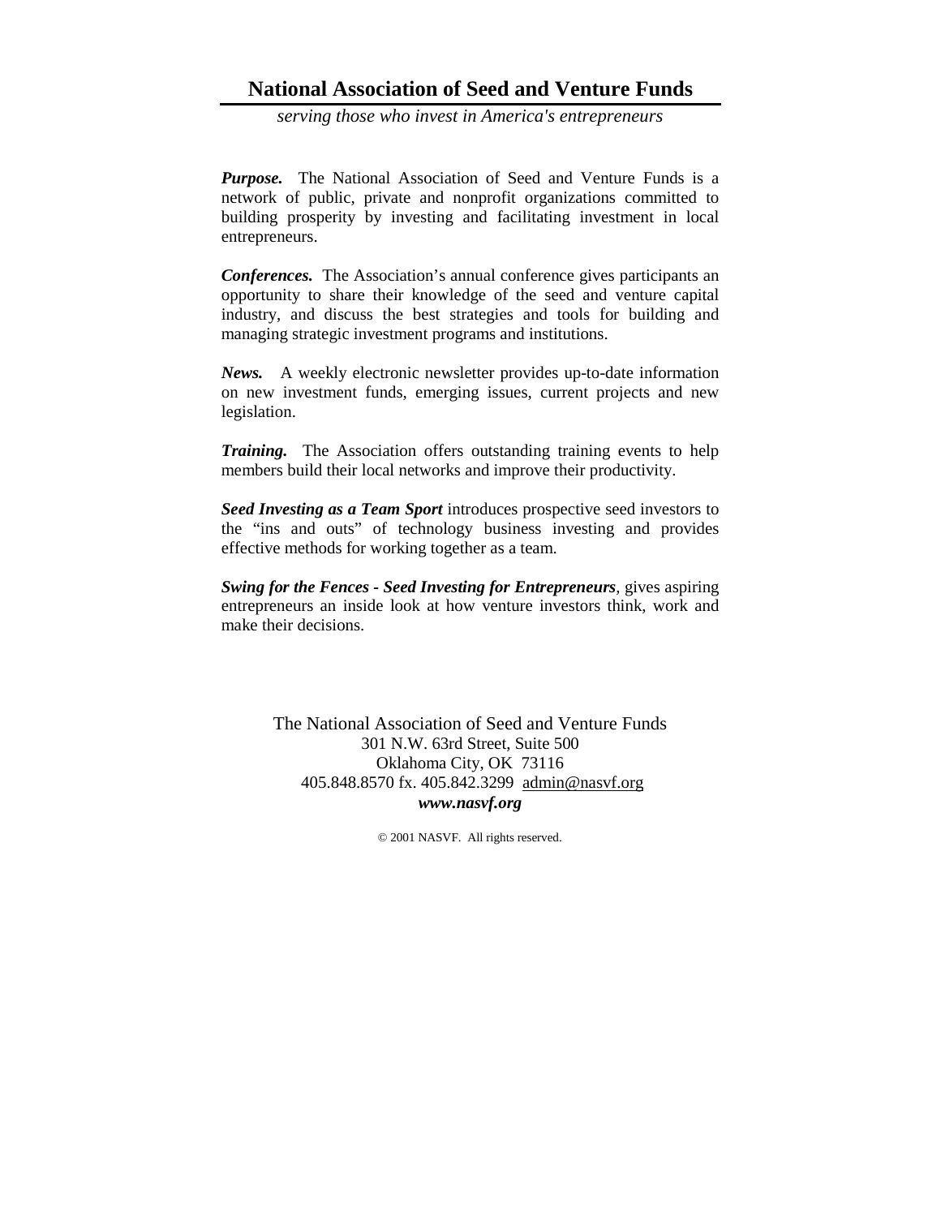# National Association of Seed and Venture Funds

*serving those who invest in America's entrepreneurs*

***Purpose.*** The National Association of Seed and Venture Funds is a network of public, private and nonprofit organizations committed to building prosperity by investing and facilitating investment in local entrepreneurs.

***Conferences.*** The Association's annual conference gives participants an opportunity to share their knowledge of the seed and venture capital industry, and discuss the best strategies and tools for building and managing strategic investment programs and institutions.

***News.*** A weekly electronic newsletter provides up-to-date information on new investment funds, emerging issues, current projects and new legislation.

***Training.*** The Association offers outstanding training events to help members build their local networks and improve their productivity.

***Seed Investing as a Team Sport*** introduces prospective seed investors to the "ins and outs" of technology business investing and provides effective methods for working together as a team.

***Swing for the Fences - Seed Investing for Entrepreneurs***, gives aspiring entrepreneurs an inside look at how venture investors think, work and make their decisions.

The National Association of Seed and Venture Funds
301 N.W. 63rd Street, Suite 500
Oklahoma City, OK 73116
405.848.8570 fx. 405.842.3299 admin@nasvf.org
***www.nasvf.org***

© 2001 NASVF. All rights reserved.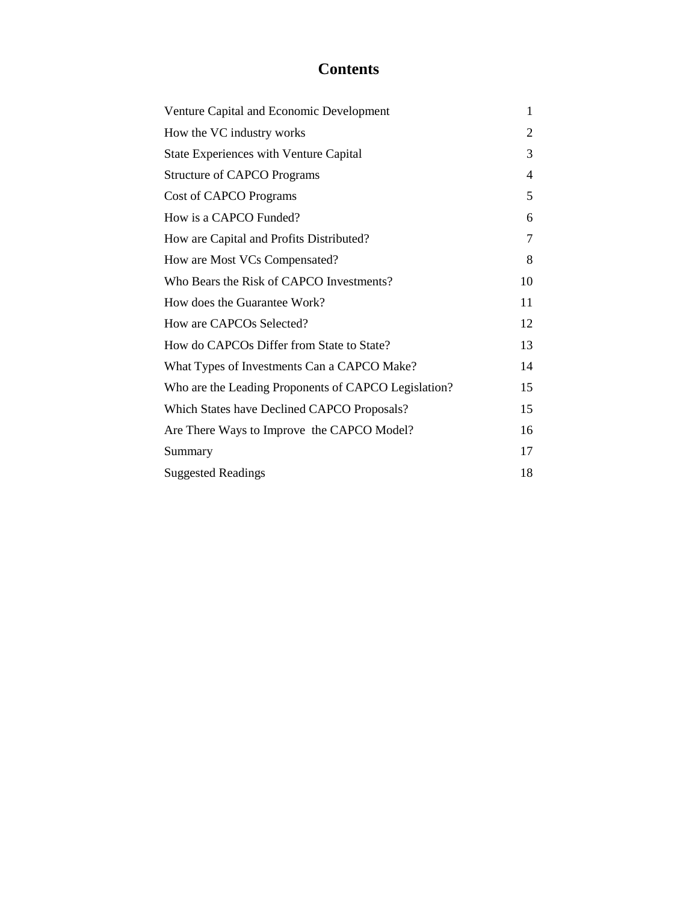# Contents

| | |
|---|---|
| Venture Capital and Economic Development | 1 |
| How the VC industry works | 2 |
| State Experiences with Venture Capital | 3 |
| Structure of CAPCO Programs | 4 |
| Cost of CAPCO Programs | 5 |
| How is a CAPCO Funded? | 6 |
| How are Capital and Profits Distributed? | 7 |
| How are Most VCs Compensated? | 8 |
| Who Bears the Risk of CAPCO Investments? | 10 |
| How does the Guarantee Work? | 11 |
| How are CAPCOs Selected? | 12 |
| How do CAPCOs Differ from State to State? | 13 |
| What Types of Investments Can a CAPCO Make? | 14 |
| Who are the Leading Proponents of CAPCO Legislation? | 15 |
| Which States have Declined CAPCO Proposals? | 15 |
| Are There Ways to Improve the CAPCO Model? | 16 |
| Summary | 17 |
| Suggested Readings | 18 |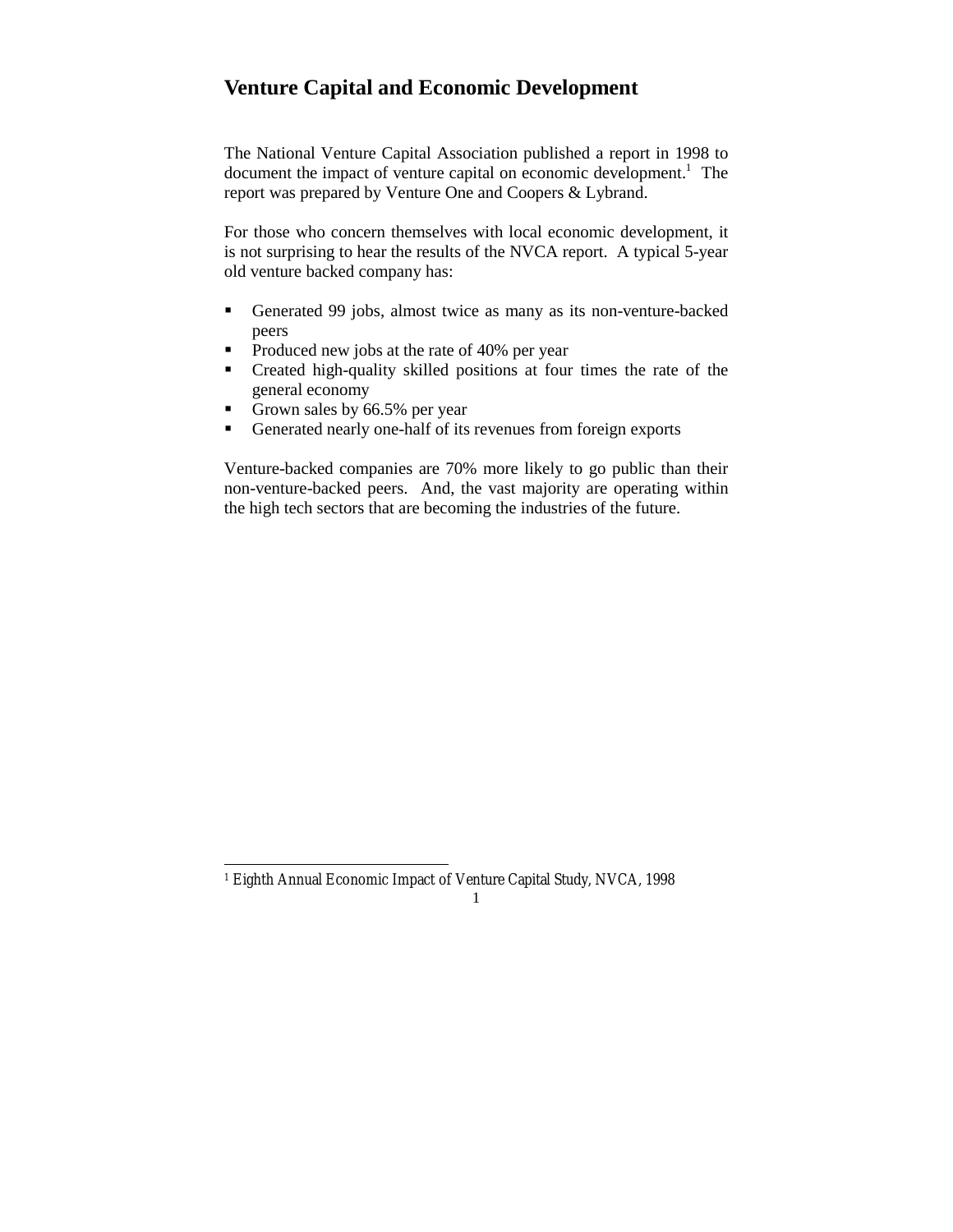## Venture Capital and Economic Development

The National Venture Capital Association published a report in 1998 to document the impact of venture capital on economic development.[1] The report was prepared by Venture One and Coopers & Lybrand.

For those who concern themselves with local economic development, it is not surprising to hear the results of the NVCA report. A typical 5-year old venture backed company has:

- Generated 99 jobs, almost twice as many as its non-venture-backed peers
- Produced new jobs at the rate of 40% per year
- Created high-quality skilled positions at four times the rate of the general economy
- Grown sales by 66.5% per year
- Generated nearly one-half of its revenues from foreign exports

Venture-backed companies are 70% more likely to go public than their non-venture-backed peers. And, the vast majority are operating within the high tech sectors that are becoming the industries of the future.

[1] Eighth Annual Economic Impact of Venture Capital Study, NVCA, 1998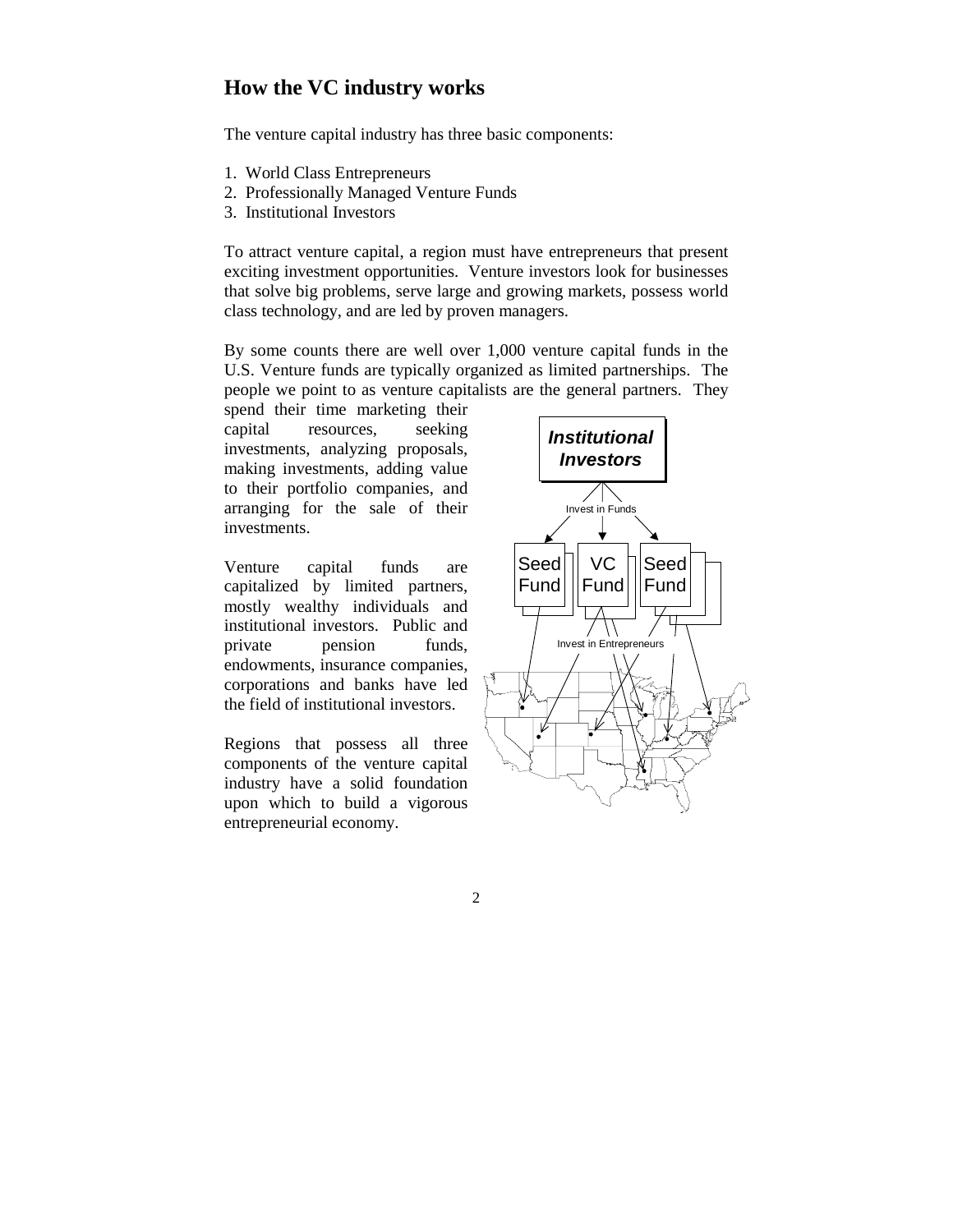## How the VC industry works

The venture capital industry has three basic components:

1. World Class Entrepreneurs
2. Professionally Managed Venture Funds
3. Institutional Investors

To attract venture capital, a region must have entrepreneurs that present exciting investment opportunities. Venture investors look for businesses that solve big problems, serve large and growing markets, possess world class technology, and are led by proven managers.

By some counts there are well over 1,000 venture capital funds in the U.S. Venture funds are typically organized as limited partnerships. The people we point to as venture capitalists are the general partners. They spend their time marketing their capital resources, seeking investments, analyzing proposals, making investments, adding value to their portfolio companies, and arranging for the sale of their investments.

Venture capital funds are capitalized by limited partners, mostly wealthy individuals and institutional investors. Public and private pension funds, endowments, insurance companies, corporations and banks have led the field of institutional investors.

Regions that possess all three components of the venture capital industry have a solid foundation upon which to build a vigorous entrepreneurial economy.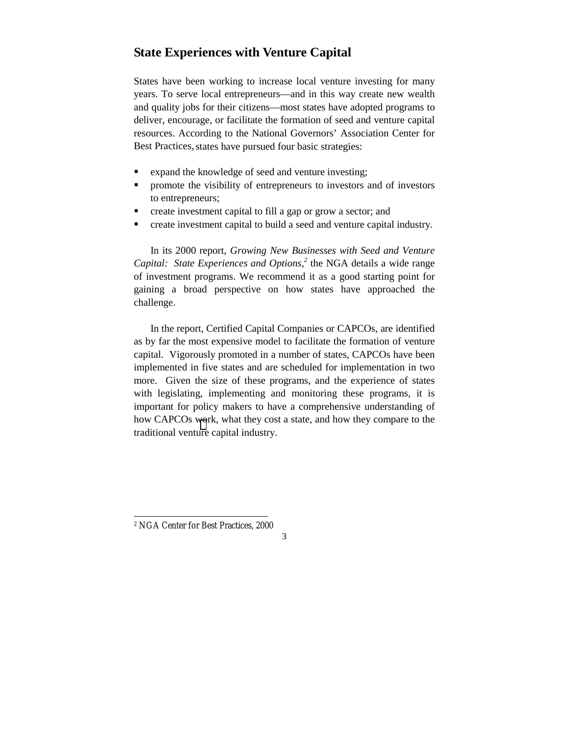## State Experiences with Venture Capital

States have been working to increase local venture investing for many years. To serve local entrepreneurs—and in this way create new wealth and quality jobs for their citizens—most states have adopted programs to deliver, encourage, or facilitate the formation of seed and venture capital resources. According to the National Governors' Association Center for Best Practices, states have pursued four basic strategies:

- expand the knowledge of seed and venture investing;
- promote the visibility of entrepreneurs to investors and of investors to entrepreneurs;
- create investment capital to fill a gap or grow a sector; and
- create investment capital to build a seed and venture capital industry.

In its 2000 report, *Growing New Businesses with Seed and Venture Capital: State Experiences and Options,*[2] the NGA details a wide range of investment programs. We recommend it as a good starting point for gaining a broad perspective on how states have approached the challenge.

In the report, Certified Capital Companies or CAPCOs, are identified as by far the most expensive model to facilitate the formation of venture capital. Vigorously promoted in a number of states, CAPCOs have been implemented in five states and are scheduled for implementation in two more. Given the size of these programs, and the experience of states with legislating, implementing and monitoring these programs, it is important for policy makers to have a comprehensive understanding of how CAPCOs work, what they cost a state, and how they compare to the traditional venture capital industry.

---

[2] NGA Center for Best Practices, 2000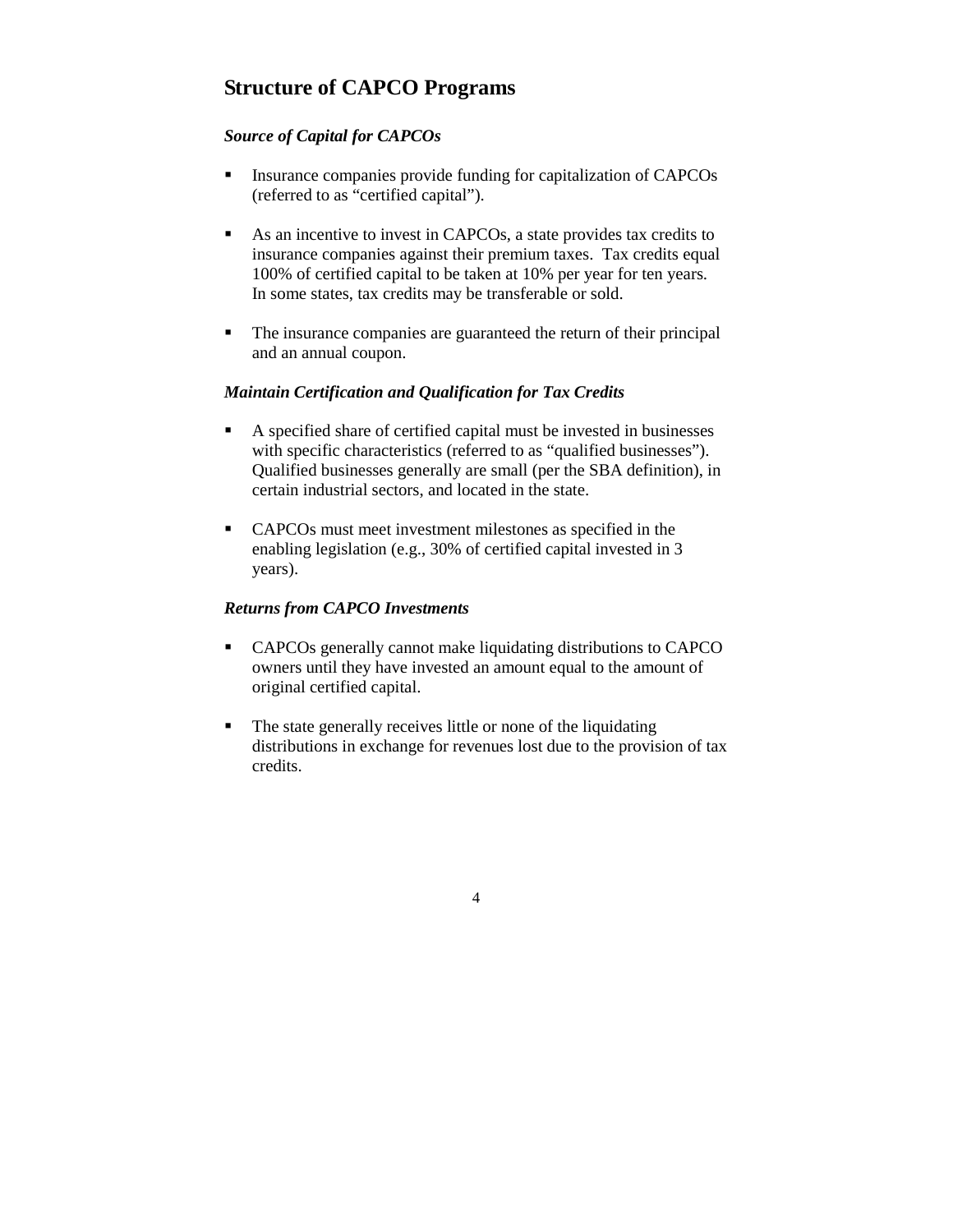## Structure of CAPCO Programs

### *Source of Capital for CAPCOs*

- Insurance companies provide funding for capitalization of CAPCOs (referred to as "certified capital").
- As an incentive to invest in CAPCOs, a state provides tax credits to insurance companies against their premium taxes. Tax credits equal 100% of certified capital to be taken at 10% per year for ten years. In some states, tax credits may be transferable or sold.
- The insurance companies are guaranteed the return of their principal and an annual coupon.

### *Maintain Certification and Qualification for Tax Credits*

- A specified share of certified capital must be invested in businesses with specific characteristics (referred to as "qualified businesses"). Qualified businesses generally are small (per the SBA definition), in certain industrial sectors, and located in the state.
- CAPCOs must meet investment milestones as specified in the enabling legislation (e.g., 30% of certified capital invested in 3 years).

### *Returns from CAPCO Investments*

- CAPCOs generally cannot make liquidating distributions to CAPCO owners until they have invested an amount equal to the amount of original certified capital.
- The state generally receives little or none of the liquidating distributions in exchange for revenues lost due to the provision of tax credits.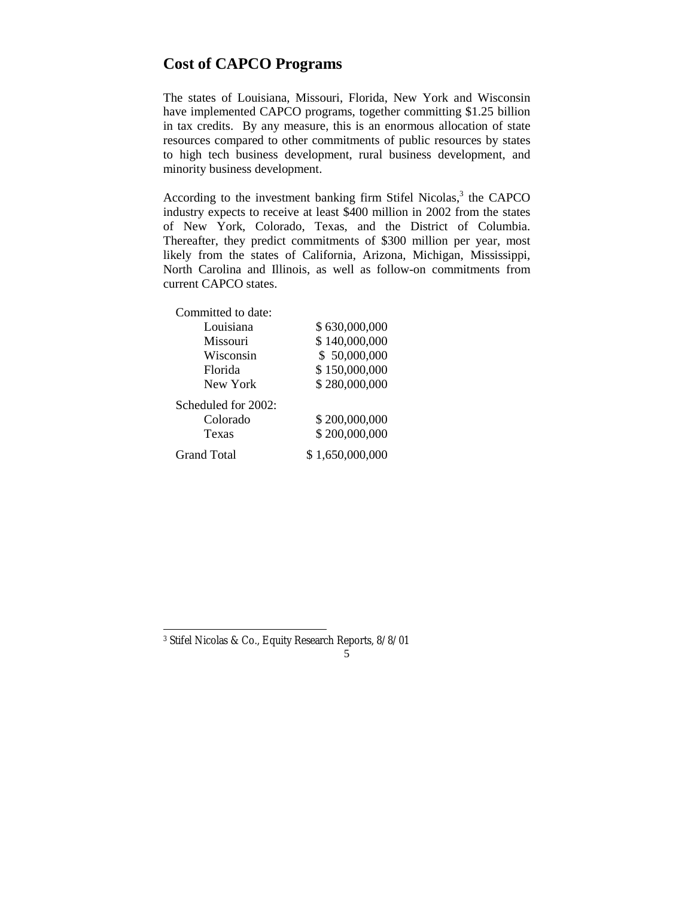## Cost of CAPCO Programs

The states of Louisiana, Missouri, Florida, New York and Wisconsin have implemented CAPCO programs, together committing $1.25 billion in tax credits. By any measure, this is an enormous allocation of state resources compared to other commitments of public resources by states to high tech business development, rural business development, and minority business development.

According to the investment banking firm Stifel Nicolas,[3] the CAPCO industry expects to receive at least $400 million in 2002 from the states of New York, Colorado, Texas, and the District of Columbia. Thereafter, they predict commitments of $300 million per year, most likely from the states of California, Arizona, Michigan, Mississippi, North Carolina and Illinois, as well as follow-on commitments from current CAPCO states.

| | |
|---|---|
| Committed to date: | |
| Louisiana | $ 630,000,000 |
| Missouri | $ 140,000,000 |
| Wisconsin | $ 50,000,000 |
| Florida | $ 150,000,000 |
| New York | $ 280,000,000 |
| Scheduled for 2002: | |
| Colorado | $ 200,000,000 |
| Texas | $ 200,000,000 |
| Grand Total | $ 1,650,000,000 |

[3] Stifel Nicolas & Co., Equity Research Reports, 8/8/01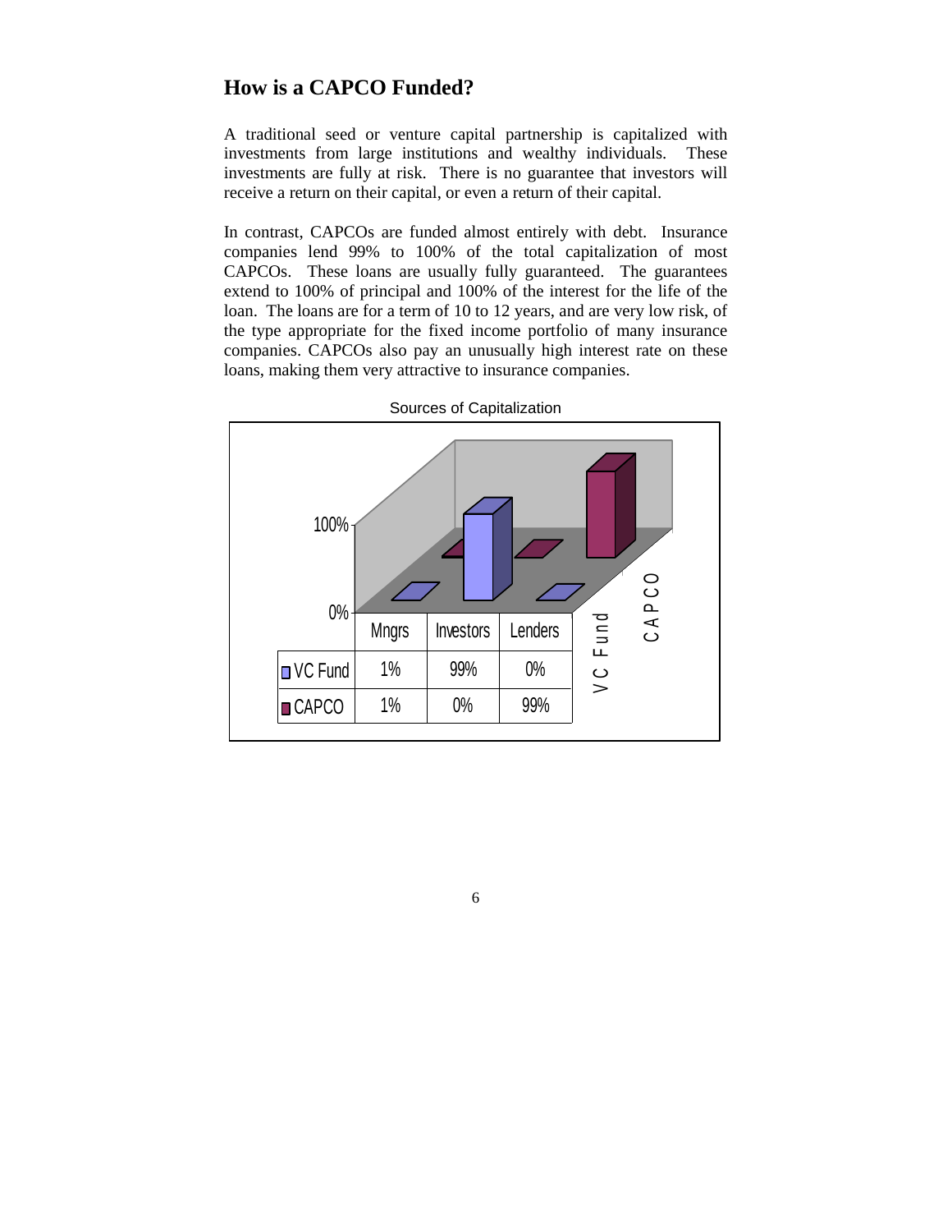## How is a CAPCO Funded?

A traditional seed or venture capital partnership is capitalized with investments from large institutions and wealthy individuals. These investments are fully at risk. There is no guarantee that investors will receive a return on their capital, or even a return of their capital.

In contrast, CAPCOs are funded almost entirely with debt. Insurance companies lend 99% to 100% of the total capitalization of most CAPCOs. These loans are usually fully guaranteed. The guarantees extend to 100% of principal and 100% of the interest for the life of the loan. The loans are for a term of 10 to 12 years, and are very low risk, of the type appropriate for the fixed income portfolio of many insurance companies. CAPCOs also pay an unusually high interest rate on these loans, making them very attractive to insurance companies.

Sources of Capitalization

| | Mngrs | Investors | Lenders |
|---|---|---|---|
| VC Fund | 1% | 99% | 0% |
| CAPCO | 1% | 0% | 99% |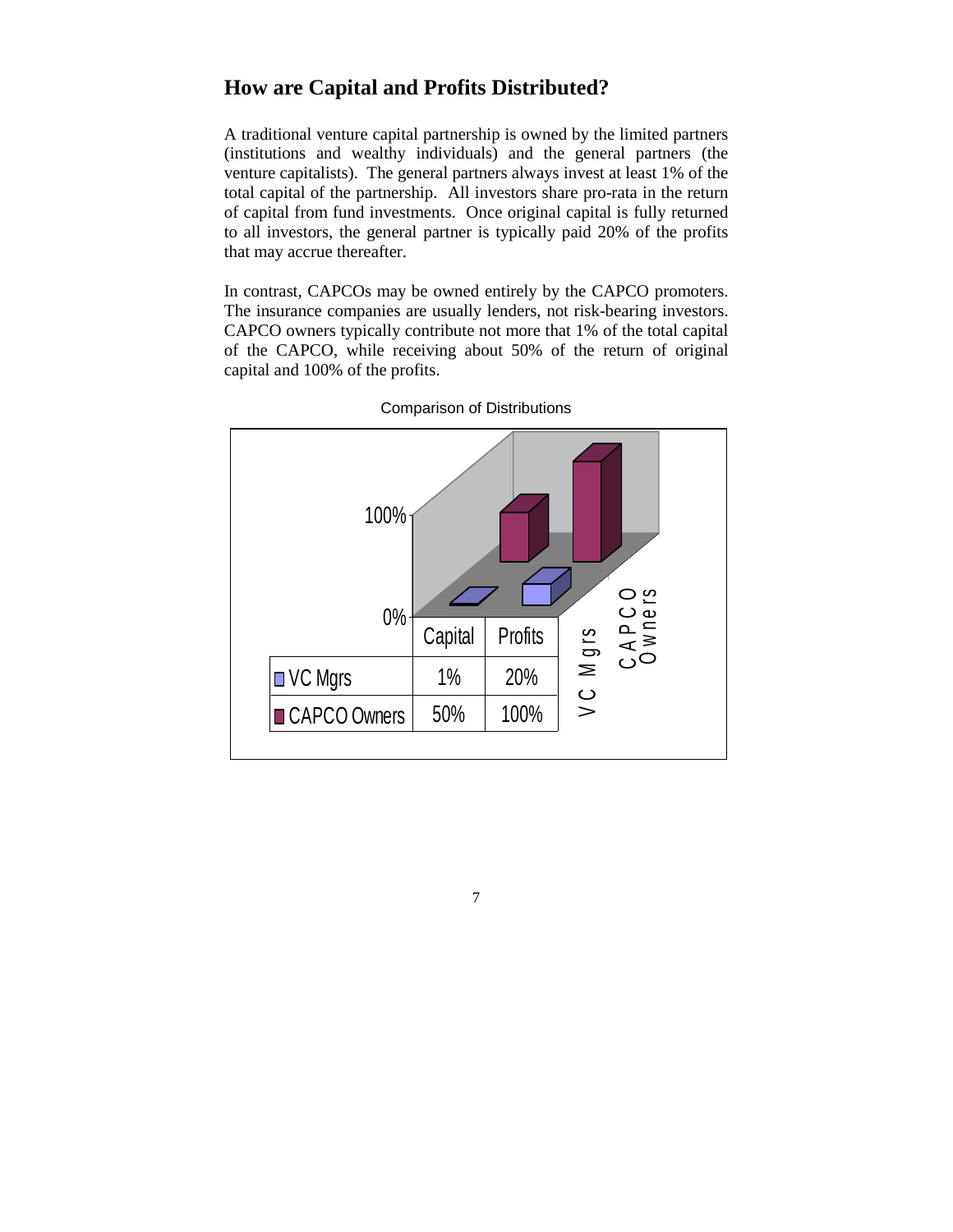## How are Capital and Profits Distributed?

A traditional venture capital partnership is owned by the limited partners (institutions and wealthy individuals) and the general partners (the venture capitalists). The general partners always invest at least 1% of the total capital of the partnership. All investors share pro-rata in the return of capital from fund investments. Once original capital is fully returned to all investors, the general partner is typically paid 20% of the profits that may accrue thereafter.

In contrast, CAPCOs may be owned entirely by the CAPCO promoters. The insurance companies are usually lenders, not risk-bearing investors. CAPCO owners typically contribute not more that 1% of the total capital of the CAPCO, while receiving about 50% of the return of original capital and 100% of the profits.

Comparison of Distributions

| | Capital | Profits |
|---|---|---|
| VC Mgrs | 1% | 20% |
| CAPCO Owners | 50% | 100% |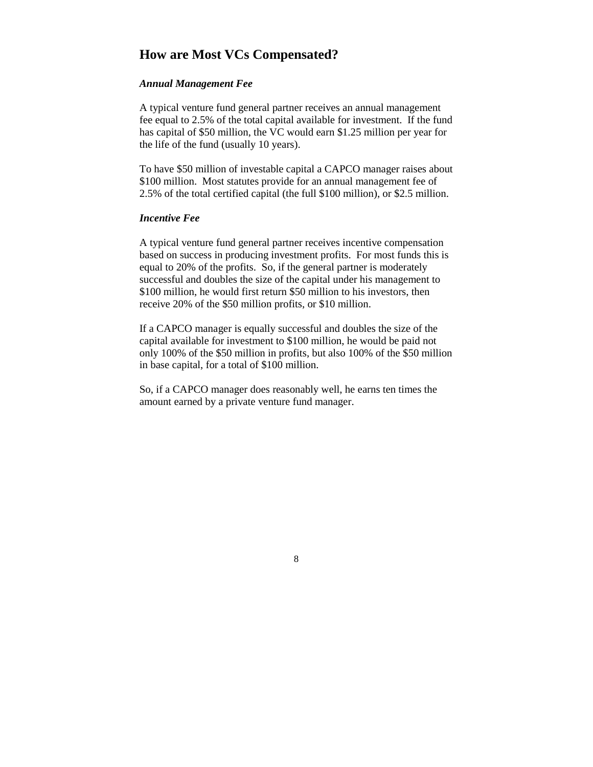## How are Most VCs Compensated?

### *Annual Management Fee*

A typical venture fund general partner receives an annual management fee equal to 2.5% of the total capital available for investment. If the fund has capital of $50 million, the VC would earn $1.25 million per year for the life of the fund (usually 10 years).

To have $50 million of investable capital a CAPCO manager raises about $100 million. Most statutes provide for an annual management fee of 2.5% of the total certified capital (the full $100 million), or $2.5 million.

### *Incentive Fee*

A typical venture fund general partner receives incentive compensation based on success in producing investment profits. For most funds this is equal to 20% of the profits. So, if the general partner is moderately successful and doubles the size of the capital under his management to $100 million, he would first return $50 million to his investors, then receive 20% of the $50 million profits, or $10 million.

If a CAPCO manager is equally successful and doubles the size of the capital available for investment to $100 million, he would be paid not only 100% of the $50 million in profits, but also 100% of the $50 million in base capital, for a total of $100 million.

So, if a CAPCO manager does reasonably well, he earns ten times the amount earned by a private venture fund manager.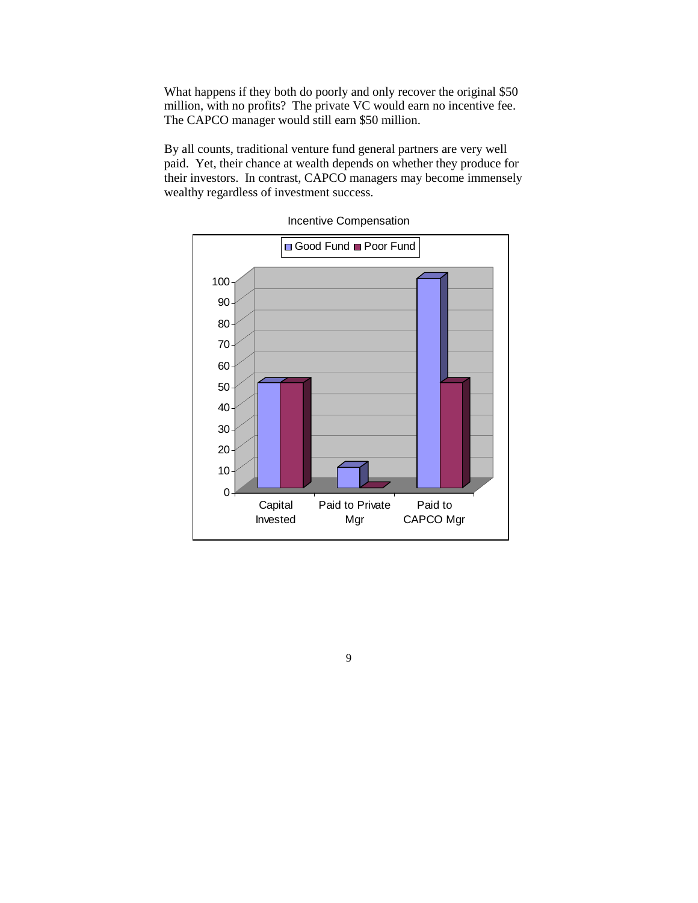What happens if they both do poorly and only recover the original $50 million, with no profits? The private VC would earn no incentive fee. The CAPCO manager would still earn $50 million.

By all counts, traditional venture fund general partners are very well paid. Yet, their chance at wealth depends on whether they produce for their investors. In contrast, CAPCO managers may become immensely wealthy regardless of investment success.

Incentive Compensation

| | Good Fund | Poor Fund |
|---|---|---|
| Capital Invested | 50 | 50 |
| Paid to Private Mgr | 10 | 0 |
| Paid to CAPCO Mgr | 100 | 50 |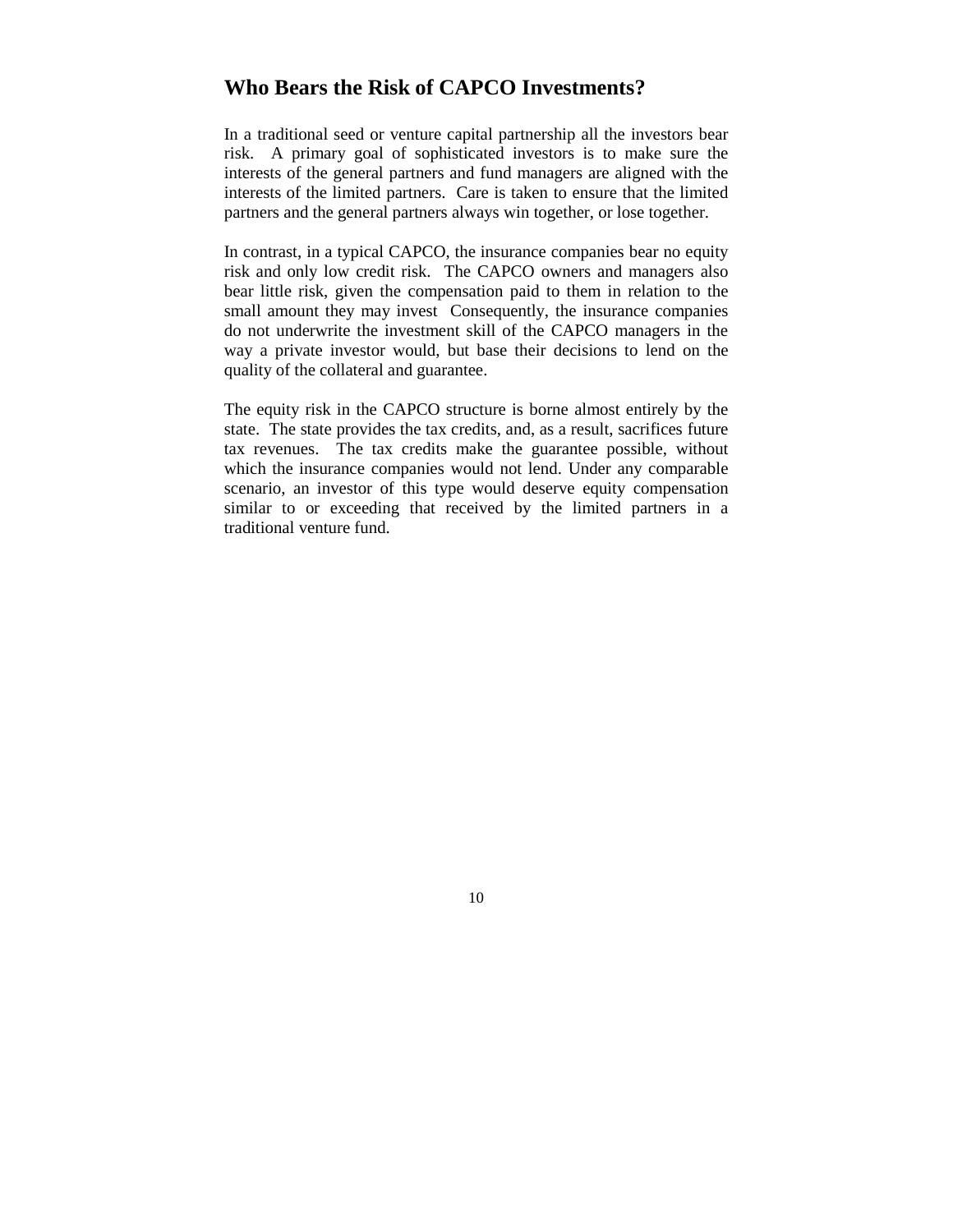## Who Bears the Risk of CAPCO Investments?

In a traditional seed or venture capital partnership all the investors bear risk. A primary goal of sophisticated investors is to make sure the interests of the general partners and fund managers are aligned with the interests of the limited partners. Care is taken to ensure that the limited partners and the general partners always win together, or lose together.

In contrast, in a typical CAPCO, the insurance companies bear no equity risk and only low credit risk. The CAPCO owners and managers also bear little risk, given the compensation paid to them in relation to the small amount they may invest Consequently, the insurance companies do not underwrite the investment skill of the CAPCO managers in the way a private investor would, but base their decisions to lend on the quality of the collateral and guarantee.

The equity risk in the CAPCO structure is borne almost entirely by the state. The state provides the tax credits, and, as a result, sacrifices future tax revenues. The tax credits make the guarantee possible, without which the insurance companies would not lend. Under any comparable scenario, an investor of this type would deserve equity compensation similar to or exceeding that received by the limited partners in a traditional venture fund.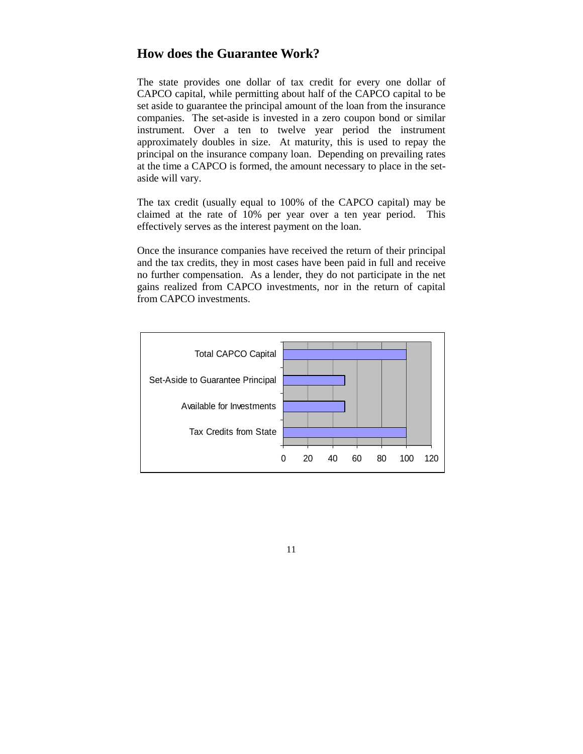## How does the Guarantee Work?

The state provides one dollar of tax credit for every one dollar of CAPCO capital, while permitting about half of the CAPCO capital to be set aside to guarantee the principal amount of the loan from the insurance companies. The set-aside is invested in a zero coupon bond or similar instrument. Over a ten to twelve year period the instrument approximately doubles in size. At maturity, this is used to repay the principal on the insurance company loan. Depending on prevailing rates at the time a CAPCO is formed, the amount necessary to place in the set-aside will vary.

The tax credit (usually equal to 100% of the CAPCO capital) may be claimed at the rate of 10% per year over a ten year period. This effectively serves as the interest payment on the loan.

Once the insurance companies have received the return of their principal and the tax credits, they in most cases have been paid in full and receive no further compensation. As a lender, they do not participate in the net gains realized from CAPCO investments, nor in the return of capital from CAPCO investments.

| Category | Value |
|---|---|
| Total CAPCO Capital | 100 |
| Set-Aside to Guarantee Principal | 50 |
| Available for Investments | 50 |
| Tax Credits from State | 100 |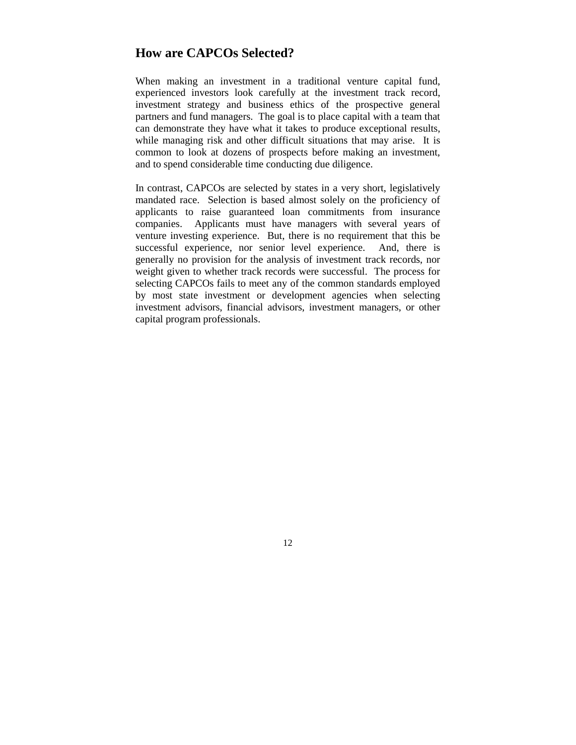## How are CAPCOs Selected?

When making an investment in a traditional venture capital fund, experienced investors look carefully at the investment track record, investment strategy and business ethics of the prospective general partners and fund managers. The goal is to place capital with a team that can demonstrate they have what it takes to produce exceptional results, while managing risk and other difficult situations that may arise. It is common to look at dozens of prospects before making an investment, and to spend considerable time conducting due diligence.

In contrast, CAPCOs are selected by states in a very short, legislatively mandated race. Selection is based almost solely on the proficiency of applicants to raise guaranteed loan commitments from insurance companies. Applicants must have managers with several years of venture investing experience. But, there is no requirement that this be successful experience, nor senior level experience. And, there is generally no provision for the analysis of investment track records, nor weight given to whether track records were successful. The process for selecting CAPCOs fails to meet any of the common standards employed by most state investment or development agencies when selecting investment advisors, financial advisors, investment managers, or other capital program professionals.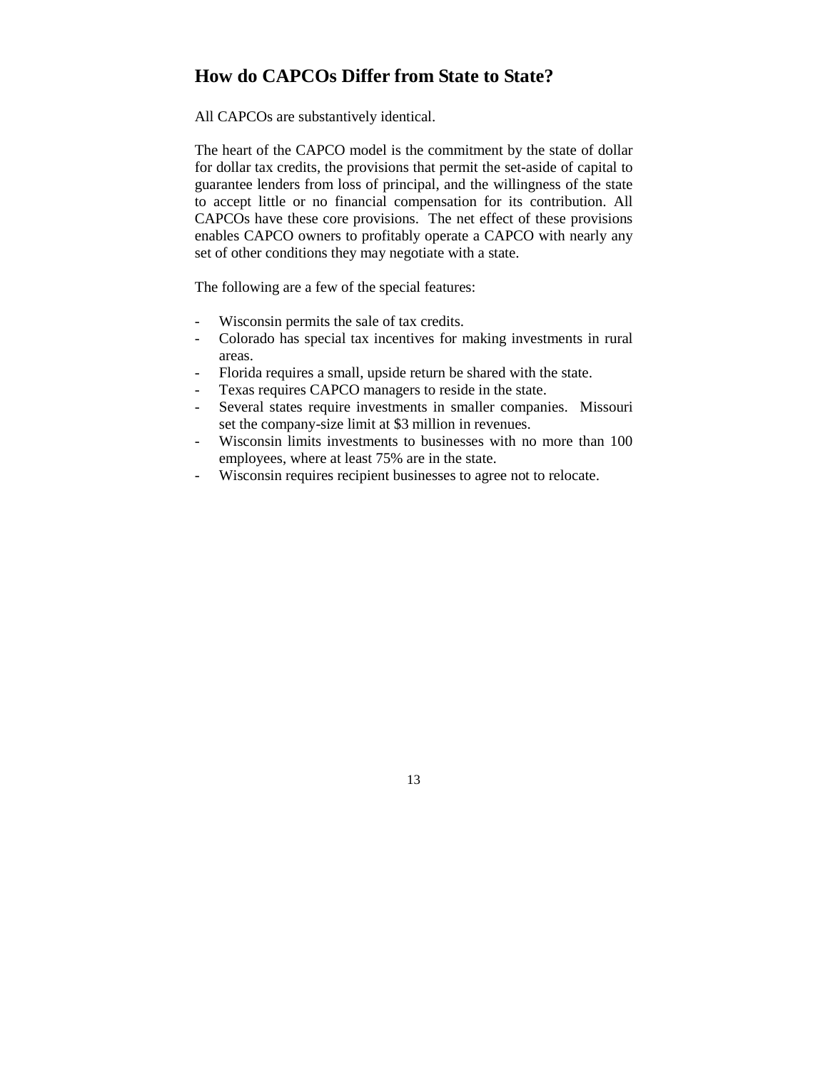## How do CAPCOs Differ from State to State?

All CAPCOs are substantively identical.

The heart of the CAPCO model is the commitment by the state of dollar for dollar tax credits, the provisions that permit the set-aside of capital to guarantee lenders from loss of principal, and the willingness of the state to accept little or no financial compensation for its contribution. All CAPCOs have these core provisions. The net effect of these provisions enables CAPCO owners to profitably operate a CAPCO with nearly any set of other conditions they may negotiate with a state.

The following are a few of the special features:

- Wisconsin permits the sale of tax credits.
- Colorado has special tax incentives for making investments in rural areas.
- Florida requires a small, upside return be shared with the state.
- Texas requires CAPCO managers to reside in the state.
- Several states require investments in smaller companies. Missouri set the company-size limit at $3 million in revenues.
- Wisconsin limits investments to businesses with no more than 100 employees, where at least 75% are in the state.
- Wisconsin requires recipient businesses to agree not to relocate.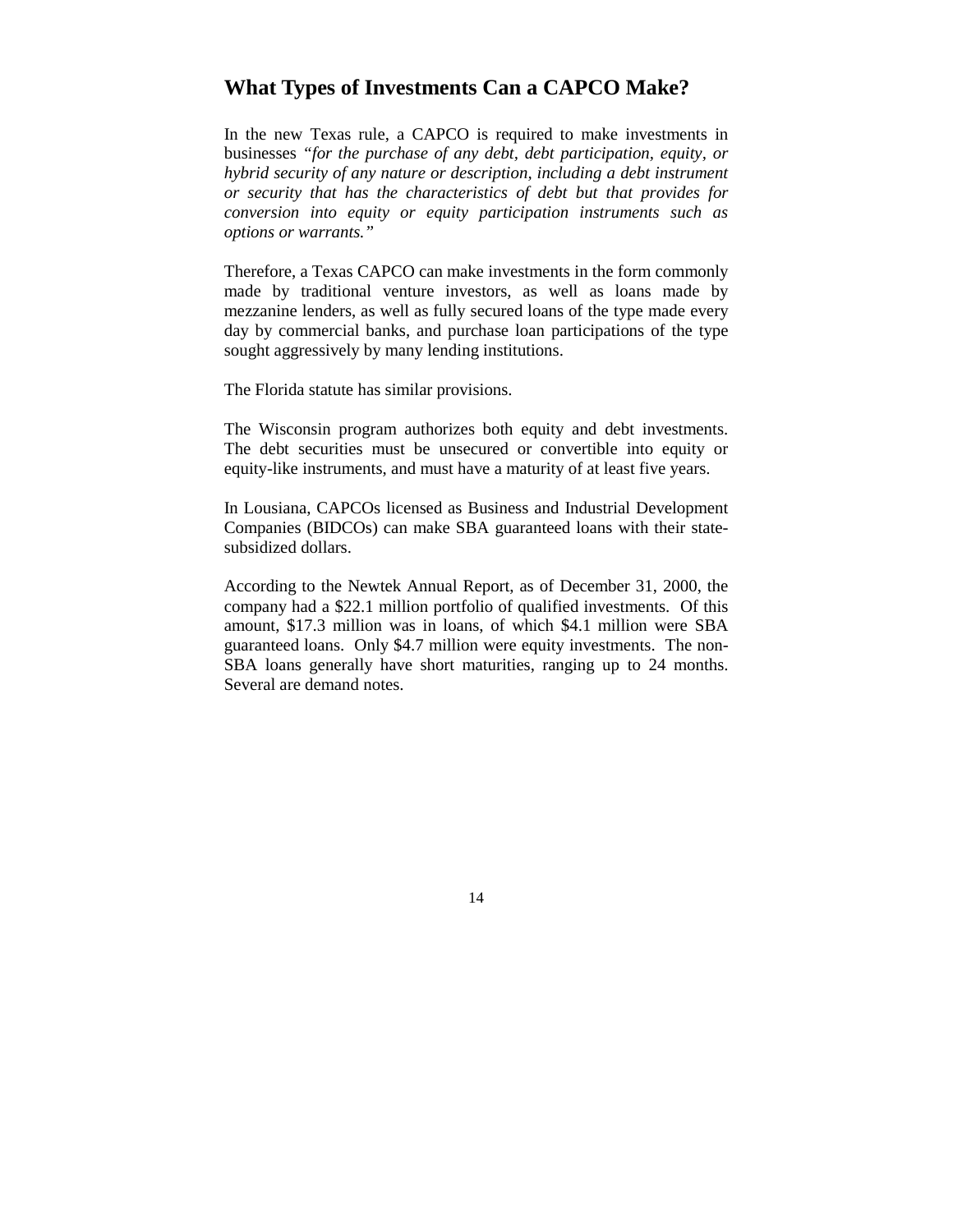## What Types of Investments Can a CAPCO Make?

In the new Texas rule, a CAPCO is required to make investments in businesses "*for the purchase of any debt, debt participation, equity, or hybrid security of any nature or description, including a debt instrument or security that has the characteristics of debt but that provides for conversion into equity or equity participation instruments such as options or warrants.*"

Therefore, a Texas CAPCO can make investments in the form commonly made by traditional venture investors, as well as loans made by mezzanine lenders, as well as fully secured loans of the type made every day by commercial banks, and purchase loan participations of the type sought aggressively by many lending institutions.

The Florida statute has similar provisions.

The Wisconsin program authorizes both equity and debt investments. The debt securities must be unsecured or convertible into equity or equity-like instruments, and must have a maturity of at least five years.

In Lousiana, CAPCOs licensed as Business and Industrial Development Companies (BIDCOs) can make SBA guaranteed loans with their state-subsidized dollars.

According to the Newtek Annual Report, as of December 31, 2000, the company had a $22.1 million portfolio of qualified investments. Of this amount, $17.3 million was in loans, of which $4.1 million were SBA guaranteed loans. Only $4.7 million were equity investments. The non-SBA loans generally have short maturities, ranging up to 24 months. Several are demand notes.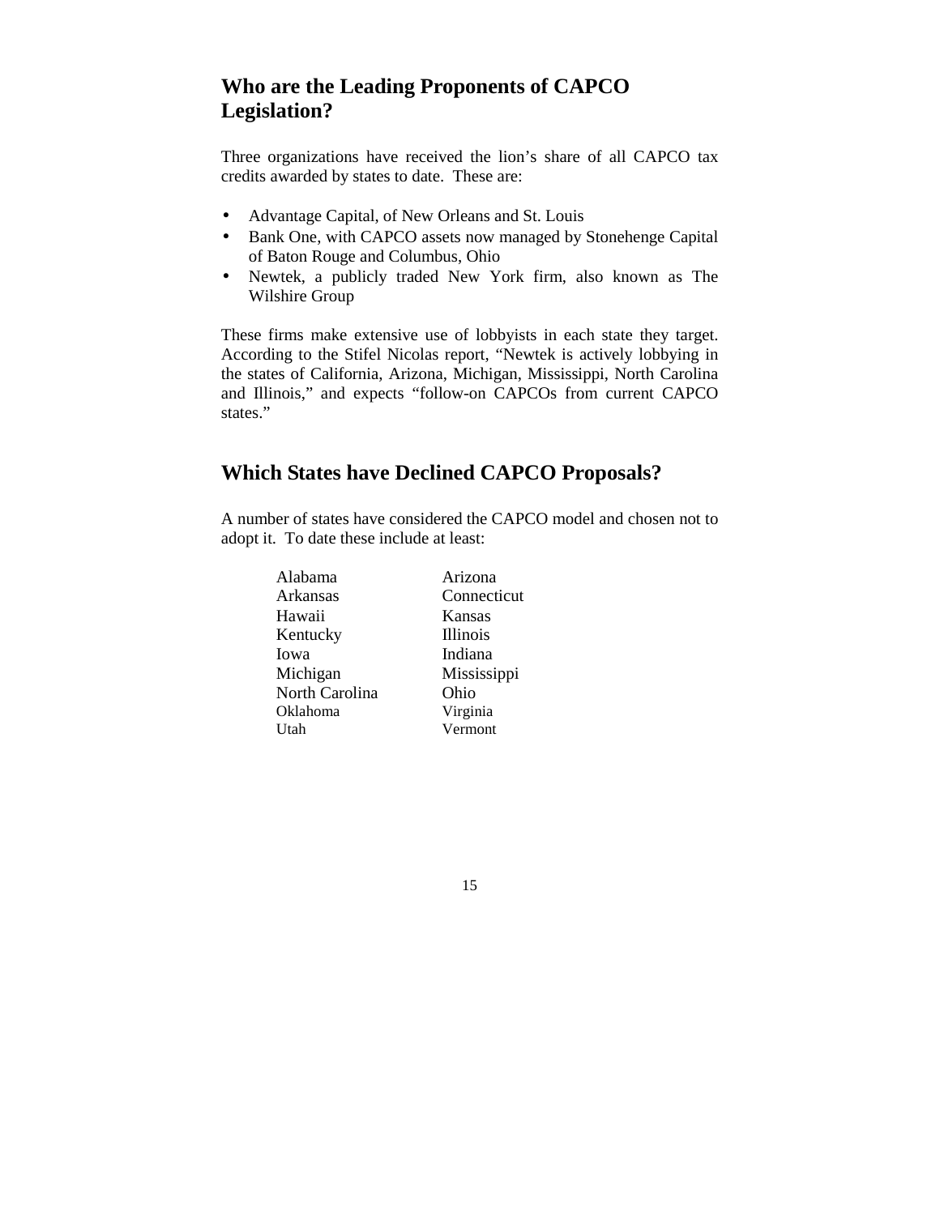## Who are the Leading Proponents of CAPCO Legislation?

Three organizations have received the lion's share of all CAPCO tax credits awarded by states to date. These are:

- Advantage Capital, of New Orleans and St. Louis
- Bank One, with CAPCO assets now managed by Stonehenge Capital of Baton Rouge and Columbus, Ohio
- Newtek, a publicly traded New York firm, also known as The Wilshire Group

These firms make extensive use of lobbyists in each state they target. According to the Stifel Nicolas report, "Newtek is actively lobbying in the states of California, Arizona, Michigan, Mississippi, North Carolina and Illinois," and expects "follow-on CAPCOs from current CAPCO states."

## Which States have Declined CAPCO Proposals?

A number of states have considered the CAPCO model and chosen not to adopt it. To date these include at least:

| | |
|---|---|
| Alabama | Arizona |
| Arkansas | Connecticut |
| Hawaii | Kansas |
| Kentucky | Illinois |
| Iowa | Indiana |
| Michigan | Mississippi |
| North Carolina | Ohio |
| Oklahoma | Virginia |
| Utah | Vermont |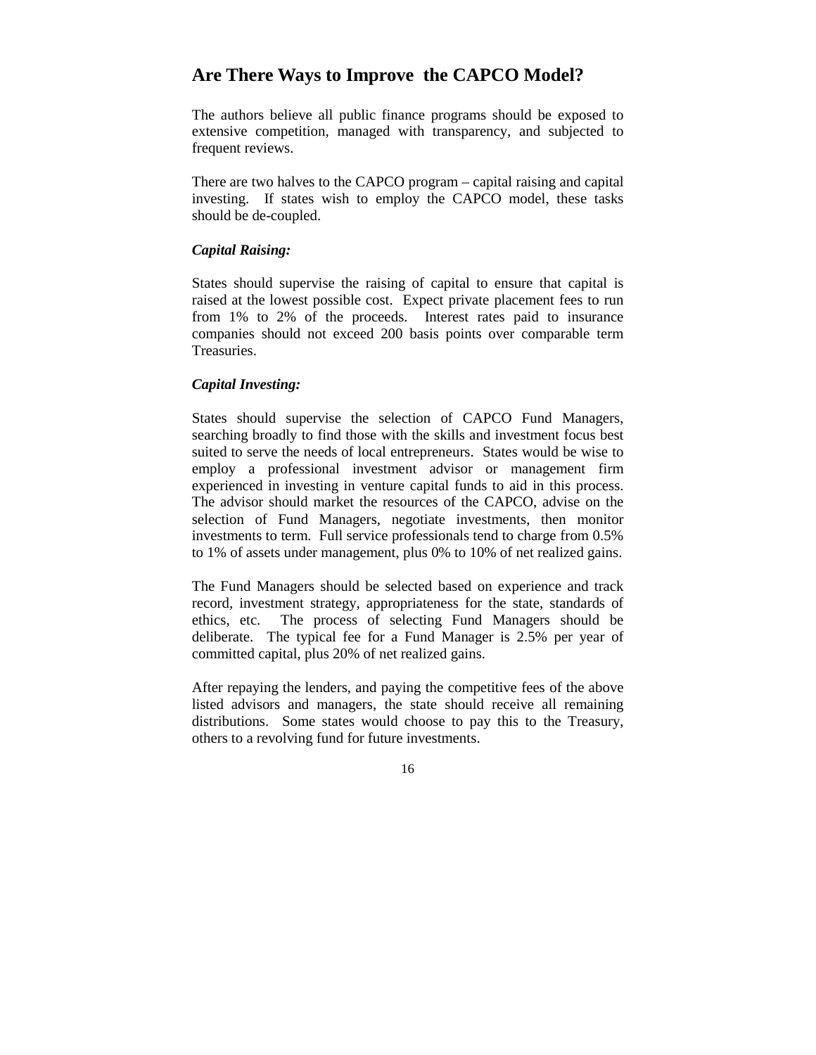## Are There Ways to Improve the CAPCO Model?

The authors believe all public finance programs should be exposed to extensive competition, managed with transparency, and subjected to frequent reviews.

There are two halves to the CAPCO program – capital raising and capital investing. If states wish to employ the CAPCO model, these tasks should be de-coupled.

### *Capital Raising:*

States should supervise the raising of capital to ensure that capital is raised at the lowest possible cost. Expect private placement fees to run from 1% to 2% of the proceeds. Interest rates paid to insurance companies should not exceed 200 basis points over comparable term Treasuries.

### *Capital Investing:*

States should supervise the selection of CAPCO Fund Managers, searching broadly to find those with the skills and investment focus best suited to serve the needs of local entrepreneurs. States would be wise to employ a professional investment advisor or management firm experienced in investing in venture capital funds to aid in this process. The advisor should market the resources of the CAPCO, advise on the selection of Fund Managers, negotiate investments, then monitor investments to term. Full service professionals tend to charge from 0.5% to 1% of assets under management, plus 0% to 10% of net realized gains.

The Fund Managers should be selected based on experience and track record, investment strategy, appropriateness for the state, standards of ethics, etc. The process of selecting Fund Managers should be deliberate. The typical fee for a Fund Manager is 2.5% per year of committed capital, plus 20% of net realized gains.

After repaying the lenders, and paying the competitive fees of the above listed advisors and managers, the state should receive all remaining distributions. Some states would choose to pay this to the Treasury, others to a revolving fund for future investments.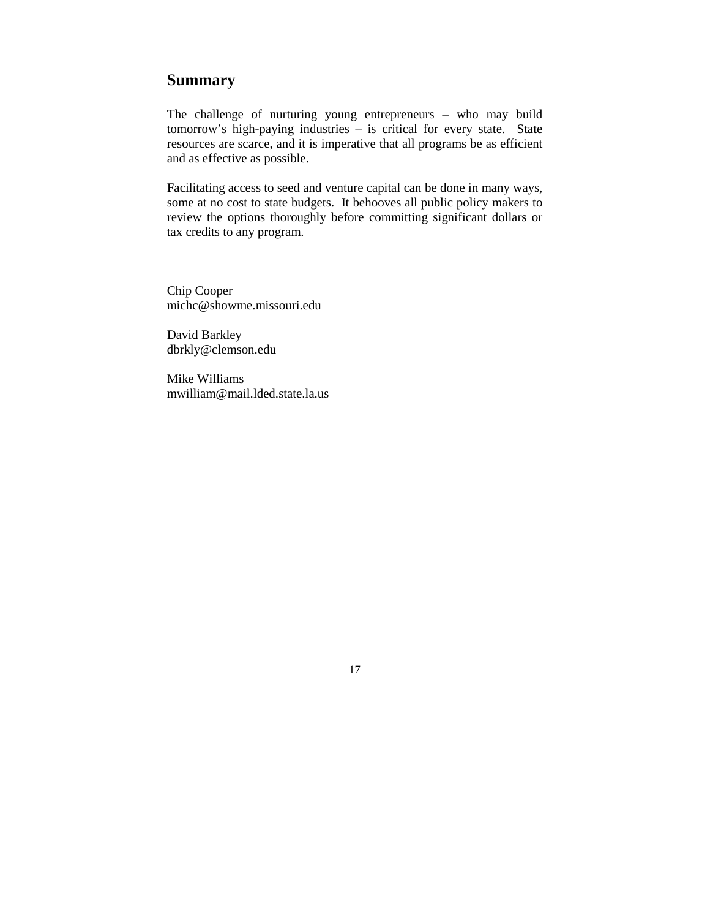## Summary

The challenge of nurturing young entrepreneurs – who may build tomorrow's high-paying industries – is critical for every state. State resources are scarce, and it is imperative that all programs be as efficient and as effective as possible.

Facilitating access to seed and venture capital can be done in many ways, some at no cost to state budgets. It behooves all public policy makers to review the options thoroughly before committing significant dollars or tax credits to any program.

Chip Cooper
michc@showme.missouri.edu

David Barkley
dbrkly@clemson.edu

Mike Williams
mwilliam@mail.lded.state.la.us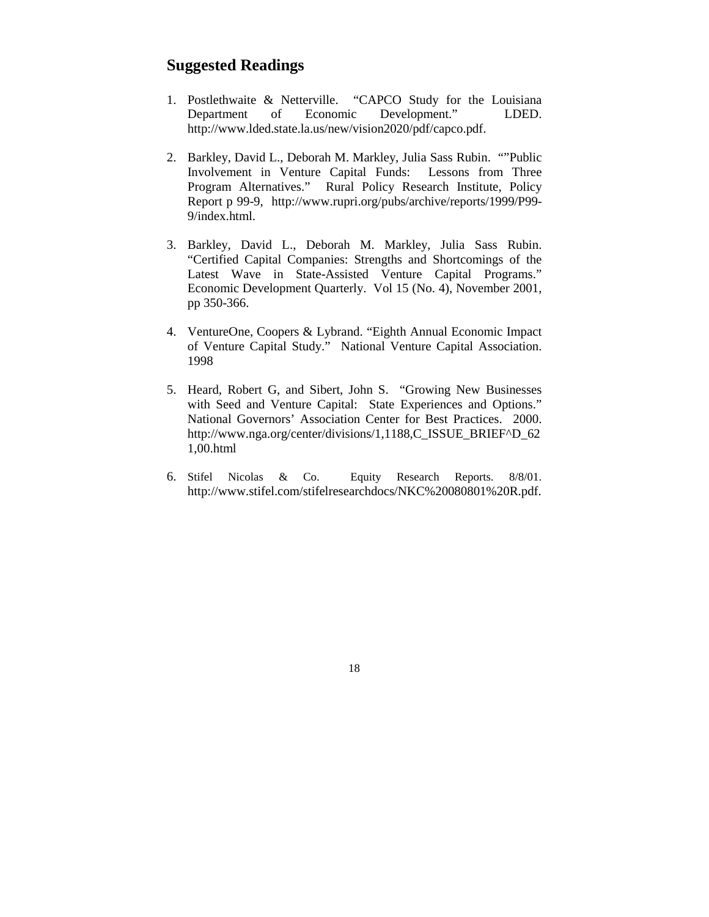## Suggested Readings

1. Postlethwaite & Netterville. "CAPCO Study for the Louisiana Department of Economic Development." LDED. http://www.lded.state.la.us/new/vision2020/pdf/capco.pdf.

2. Barkley, David L., Deborah M. Markley, Julia Sass Rubin. ""Public Involvement in Venture Capital Funds: Lessons from Three Program Alternatives." Rural Policy Research Institute, Policy Report p 99-9, http://www.rupri.org/pubs/archive/reports/1999/P99-9/index.html.

3. Barkley, David L., Deborah M. Markley, Julia Sass Rubin. "Certified Capital Companies: Strengths and Shortcomings of the Latest Wave in State-Assisted Venture Capital Programs." Economic Development Quarterly. Vol 15 (No. 4), November 2001, pp 350-366.

4. VentureOne, Coopers & Lybrand. "Eighth Annual Economic Impact of Venture Capital Study." National Venture Capital Association. 1998

5. Heard, Robert G, and Sibert, John S. "Growing New Businesses with Seed and Venture Capital: State Experiences and Options." National Governors' Association Center for Best Practices. 2000. http://www.nga.org/center/divisions/1,1188,C_ISSUE_BRIEF^D_621,00.html

6. Stifel Nicolas & Co. Equity Research Reports. 8/8/01. http://www.stifel.com/stifelresearchdocs/NKC%20080801%20R.pdf.